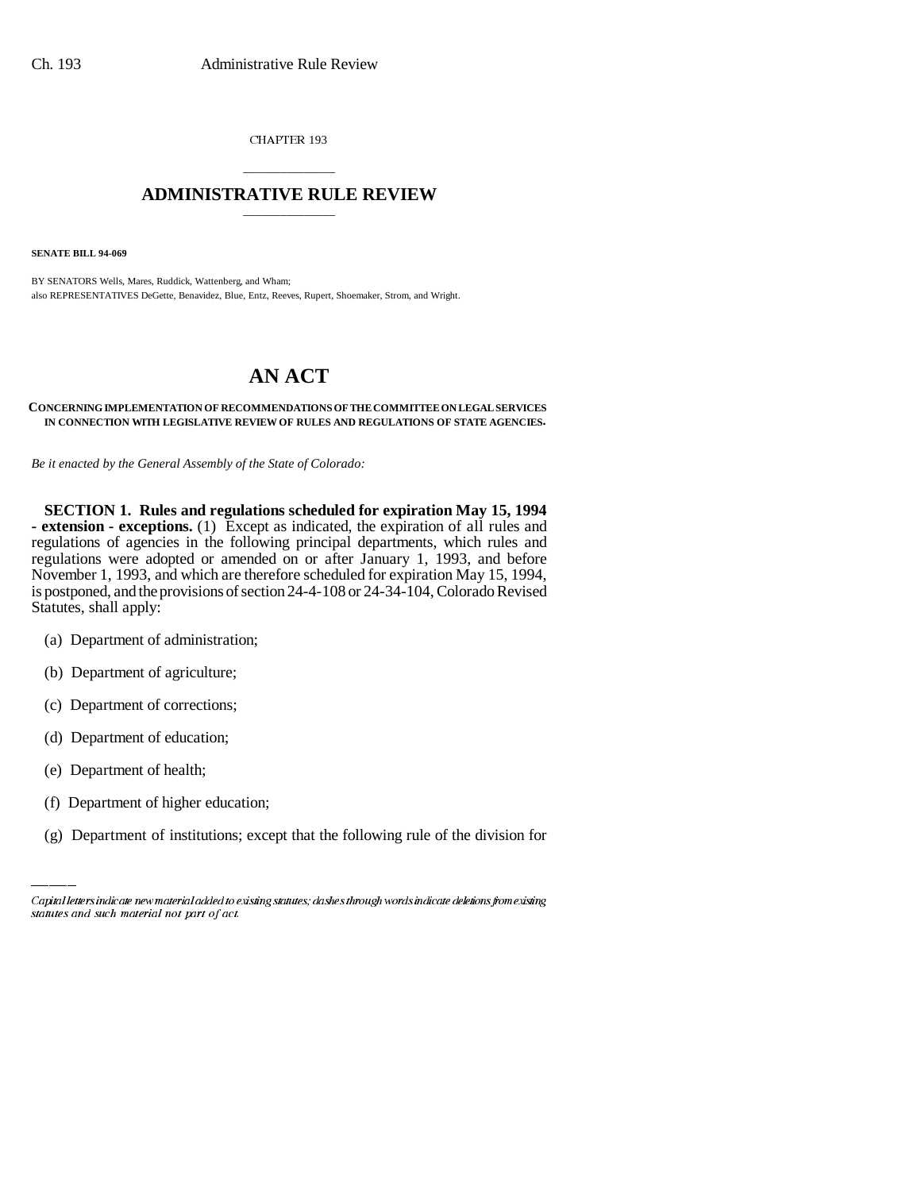CHAPTER 193

# ADMINISTRATIVE RULE REVIEW

**SENATE BILL 94-069**

BY SENATORS Wells, Mares, Ruddick, Wattenberg, and Wham;
also REPRESENTATIVES DeGette, Benavidez, Blue, Entz, Reeves, Rupert, Shoemaker, Strom, and Wright.

# AN ACT

**CONCERNING IMPLEMENTATION OF RECOMMENDATIONS OF THE COMMITTEE ON LEGAL SERVICES IN CONNECTION WITH LEGISLATIVE REVIEW OF RULES AND REGULATIONS OF STATE AGENCIES.**

*Be it enacted by the General Assembly of the State of Colorado:*

**SECTION 1. Rules and regulations scheduled for expiration May 15, 1994 - extension - exceptions.** (1) Except as indicated, the expiration of all rules and regulations of agencies in the following principal departments, which rules and regulations were adopted or amended on or after January 1, 1993, and before November 1, 1993, and which are therefore scheduled for expiration May 15, 1994, is postponed, and the provisions of section 24-4-108 or 24-34-104, Colorado Revised Statutes, shall apply:

(a) Department of administration;

(b) Department of agriculture;

(c) Department of corrections;

(d) Department of education;

(e) Department of health;

(f) Department of higher education;

(g) Department of institutions; except that the following rule of the division for

*Capital letters indicate new material added to existing statutes; dashes through words indicate deletions from existing statutes and such material not part of act.*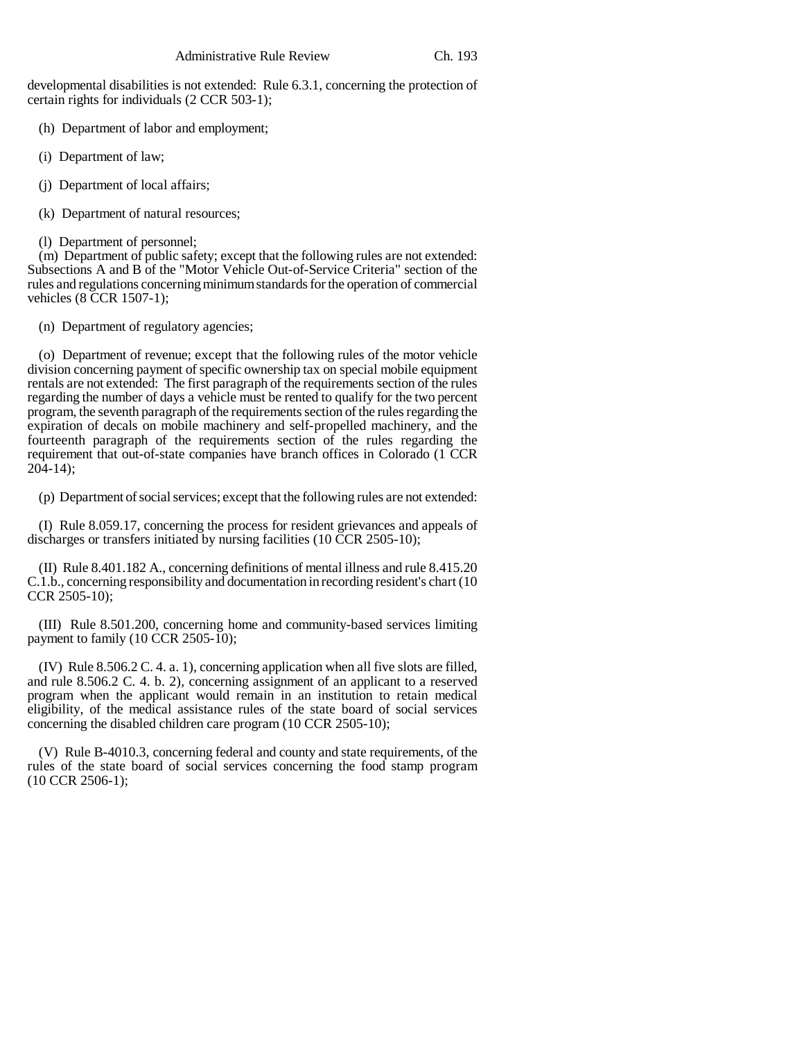developmental disabilities is not extended: Rule 6.3.1, concerning the protection of certain rights for individuals (2 CCR 503-1);

(h) Department of labor and employment;

(i) Department of law;

(j) Department of local affairs;

(k) Department of natural resources;

(l) Department of personnel;

(m) Department of public safety; except that the following rules are not extended: Subsections A and B of the "Motor Vehicle Out-of-Service Criteria" section of the rules and regulations concerning minimum standards for the operation of commercial vehicles (8 CCR 1507-1);

(n) Department of regulatory agencies;

(o) Department of revenue; except that the following rules of the motor vehicle division concerning payment of specific ownership tax on special mobile equipment rentals are not extended: The first paragraph of the requirements section of the rules regarding the number of days a vehicle must be rented to qualify for the two percent program, the seventh paragraph of the requirements section of the rules regarding the expiration of decals on mobile machinery and self-propelled machinery, and the fourteenth paragraph of the requirements section of the rules regarding the requirement that out-of-state companies have branch offices in Colorado (1 CCR 204-14);

(p) Department of social services; except that the following rules are not extended:

(I) Rule 8.059.17, concerning the process for resident grievances and appeals of discharges or transfers initiated by nursing facilities (10 CCR 2505-10);

(II) Rule 8.401.182 A., concerning definitions of mental illness and rule 8.415.20 C.1.b., concerning responsibility and documentation in recording resident's chart (10 CCR 2505-10);

(III) Rule 8.501.200, concerning home and community-based services limiting payment to family (10 CCR 2505-10);

(IV) Rule 8.506.2 C. 4. a. 1), concerning application when all five slots are filled, and rule 8.506.2 C. 4. b. 2), concerning assignment of an applicant to a reserved program when the applicant would remain in an institution to retain medical eligibility, of the medical assistance rules of the state board of social services concerning the disabled children care program (10 CCR 2505-10);

(V) Rule B-4010.3, concerning federal and county and state requirements, of the rules of the state board of social services concerning the food stamp program (10 CCR 2506-1);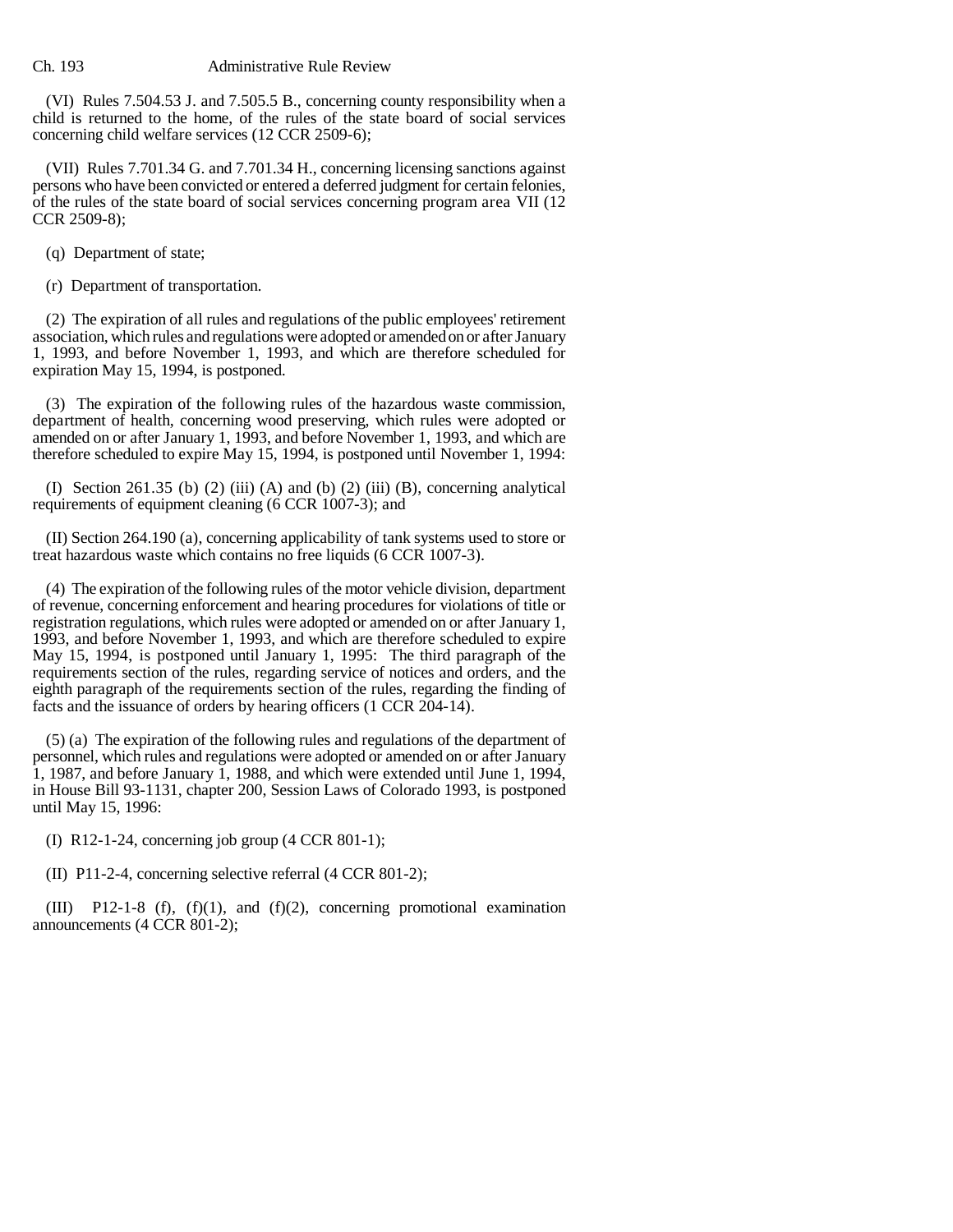(VI) Rules 7.504.53 J. and 7.505.5 B., concerning county responsibility when a child is returned to the home, of the rules of the state board of social services concerning child welfare services (12 CCR 2509-6);

(VII) Rules 7.701.34 G. and 7.701.34 H., concerning licensing sanctions against persons who have been convicted or entered a deferred judgment for certain felonies, of the rules of the state board of social services concerning program area VII (12 CCR 2509-8);

(q) Department of state;

(r) Department of transportation.

(2) The expiration of all rules and regulations of the public employees' retirement association, which rules and regulations were adopted or amended on or after January 1, 1993, and before November 1, 1993, and which are therefore scheduled for expiration May 15, 1994, is postponed.

(3) The expiration of the following rules of the hazardous waste commission, department of health, concerning wood preserving, which rules were adopted or amended on or after January 1, 1993, and before November 1, 1993, and which are therefore scheduled to expire May 15, 1994, is postponed until November 1, 1994:

(I) Section 261.35 (b) (2) (iii) (A) and (b) (2) (iii) (B), concerning analytical requirements of equipment cleaning (6 CCR 1007-3); and

(II) Section 264.190 (a), concerning applicability of tank systems used to store or treat hazardous waste which contains no free liquids (6 CCR 1007-3).

(4) The expiration of the following rules of the motor vehicle division, department of revenue, concerning enforcement and hearing procedures for violations of title or registration regulations, which rules were adopted or amended on or after January 1, 1993, and before November 1, 1993, and which are therefore scheduled to expire May 15, 1994, is postponed until January 1, 1995: The third paragraph of the requirements section of the rules, regarding service of notices and orders, and the eighth paragraph of the requirements section of the rules, regarding the finding of facts and the issuance of orders by hearing officers (1 CCR 204-14).

(5) (a) The expiration of the following rules and regulations of the department of personnel, which rules and regulations were adopted or amended on or after January 1, 1987, and before January 1, 1988, and which were extended until June 1, 1994, in House Bill 93-1131, chapter 200, Session Laws of Colorado 1993, is postponed until May 15, 1996:

(I) R12-1-24, concerning job group (4 CCR 801-1);

(II) P11-2-4, concerning selective referral (4 CCR 801-2);

(III) P12-1-8 (f), (f)(1), and (f)(2), concerning promotional examination announcements (4 CCR 801-2);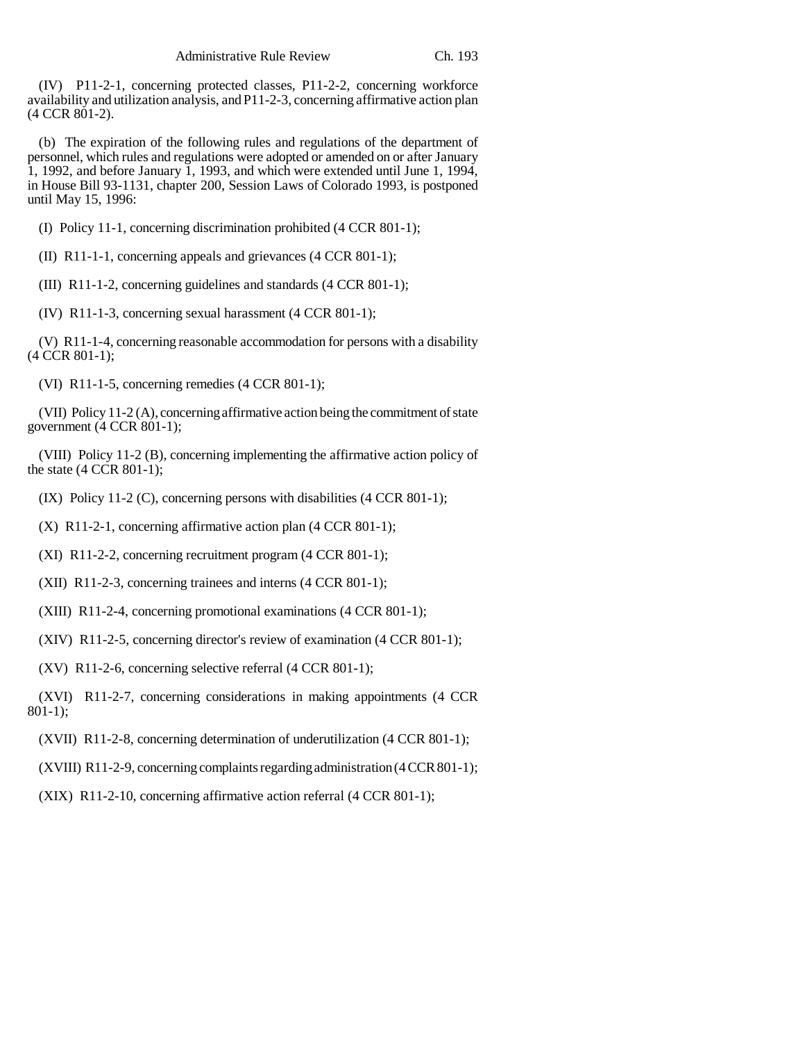(IV) P11-2-1, concerning protected classes, P11-2-2, concerning workforce availability and utilization analysis, and P11-2-3, concerning affirmative action plan (4 CCR 801-2).

(b) The expiration of the following rules and regulations of the department of personnel, which rules and regulations were adopted or amended on or after January 1, 1992, and before January 1, 1993, and which were extended until June 1, 1994, in House Bill 93-1131, chapter 200, Session Laws of Colorado 1993, is postponed until May 15, 1996:

(I) Policy 11-1, concerning discrimination prohibited (4 CCR 801-1);

(II) R11-1-1, concerning appeals and grievances (4 CCR 801-1);

(III) R11-1-2, concerning guidelines and standards (4 CCR 801-1);

(IV) R11-1-3, concerning sexual harassment (4 CCR 801-1);

(V) R11-1-4, concerning reasonable accommodation for persons with a disability (4 CCR 801-1);

(VI) R11-1-5, concerning remedies (4 CCR 801-1);

(VII) Policy 11-2 (A), concerning affirmative action being the commitment of state government (4 CCR 801-1);

(VIII) Policy 11-2 (B), concerning implementing the affirmative action policy of the state (4 CCR 801-1);

(IX) Policy 11-2 (C), concerning persons with disabilities (4 CCR 801-1);

(X) R11-2-1, concerning affirmative action plan (4 CCR 801-1);

(XI) R11-2-2, concerning recruitment program (4 CCR 801-1);

(XII) R11-2-3, concerning trainees and interns (4 CCR 801-1);

(XIII) R11-2-4, concerning promotional examinations (4 CCR 801-1);

(XIV) R11-2-5, concerning director's review of examination (4 CCR 801-1);

(XV) R11-2-6, concerning selective referral (4 CCR 801-1);

(XVI) R11-2-7, concerning considerations in making appointments (4 CCR 801-1);

(XVII) R11-2-8, concerning determination of underutilization (4 CCR 801-1);

(XVIII) R11-2-9, concerning complaints regarding administration (4 CCR 801-1);

(XIX) R11-2-10, concerning affirmative action referral (4 CCR 801-1);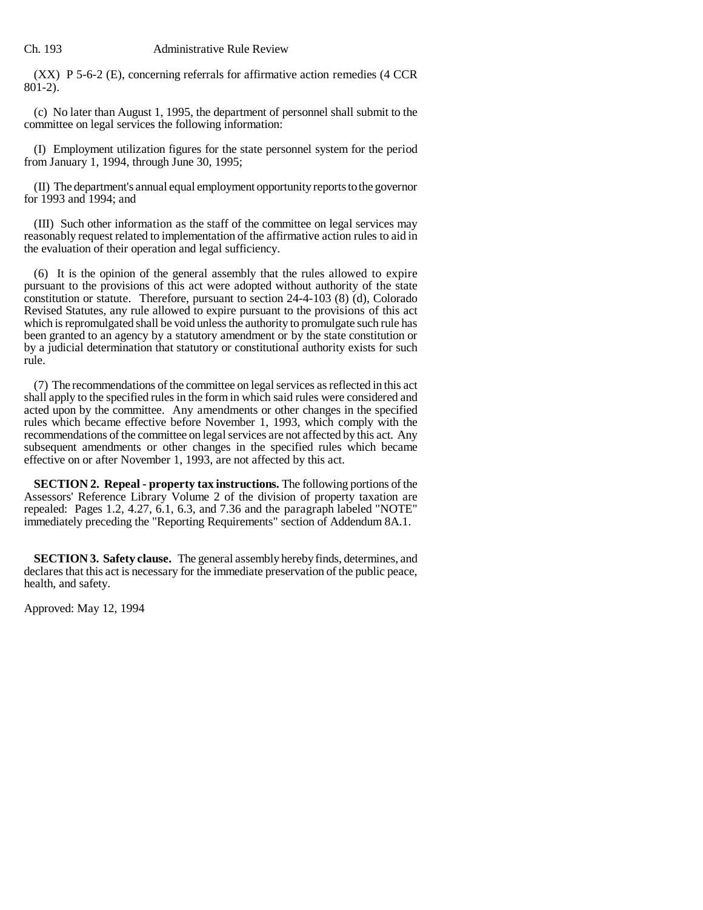(XX) P 5-6-2 (E), concerning referrals for affirmative action remedies (4 CCR 801-2).

(c) No later than August 1, 1995, the department of personnel shall submit to the committee on legal services the following information:

(I) Employment utilization figures for the state personnel system for the period from January 1, 1994, through June 30, 1995;

(II) The department's annual equal employment opportunity reports to the governor for 1993 and 1994; and

(III) Such other information as the staff of the committee on legal services may reasonably request related to implementation of the affirmative action rules to aid in the evaluation of their operation and legal sufficiency.

(6) It is the opinion of the general assembly that the rules allowed to expire pursuant to the provisions of this act were adopted without authority of the state constitution or statute. Therefore, pursuant to section 24-4-103 (8) (d), Colorado Revised Statutes, any rule allowed to expire pursuant to the provisions of this act which is repromulgated shall be void unless the authority to promulgate such rule has been granted to an agency by a statutory amendment or by the state constitution or by a judicial determination that statutory or constitutional authority exists for such rule.

(7) The recommendations of the committee on legal services as reflected in this act shall apply to the specified rules in the form in which said rules were considered and acted upon by the committee. Any amendments or other changes in the specified rules which became effective before November 1, 1993, which comply with the recommendations of the committee on legal services are not affected by this act. Any subsequent amendments or other changes in the specified rules which became effective on or after November 1, 1993, are not affected by this act.

**SECTION 2. Repeal - property tax instructions.** The following portions of the Assessors' Reference Library Volume 2 of the division of property taxation are repealed: Pages 1.2, 4.27, 6.1, 6.3, and 7.36 and the paragraph labeled "NOTE" immediately preceding the "Reporting Requirements" section of Addendum 8A.1.

**SECTION 3. Safety clause.** The general assembly hereby finds, determines, and declares that this act is necessary for the immediate preservation of the public peace, health, and safety.

Approved: May 12, 1994